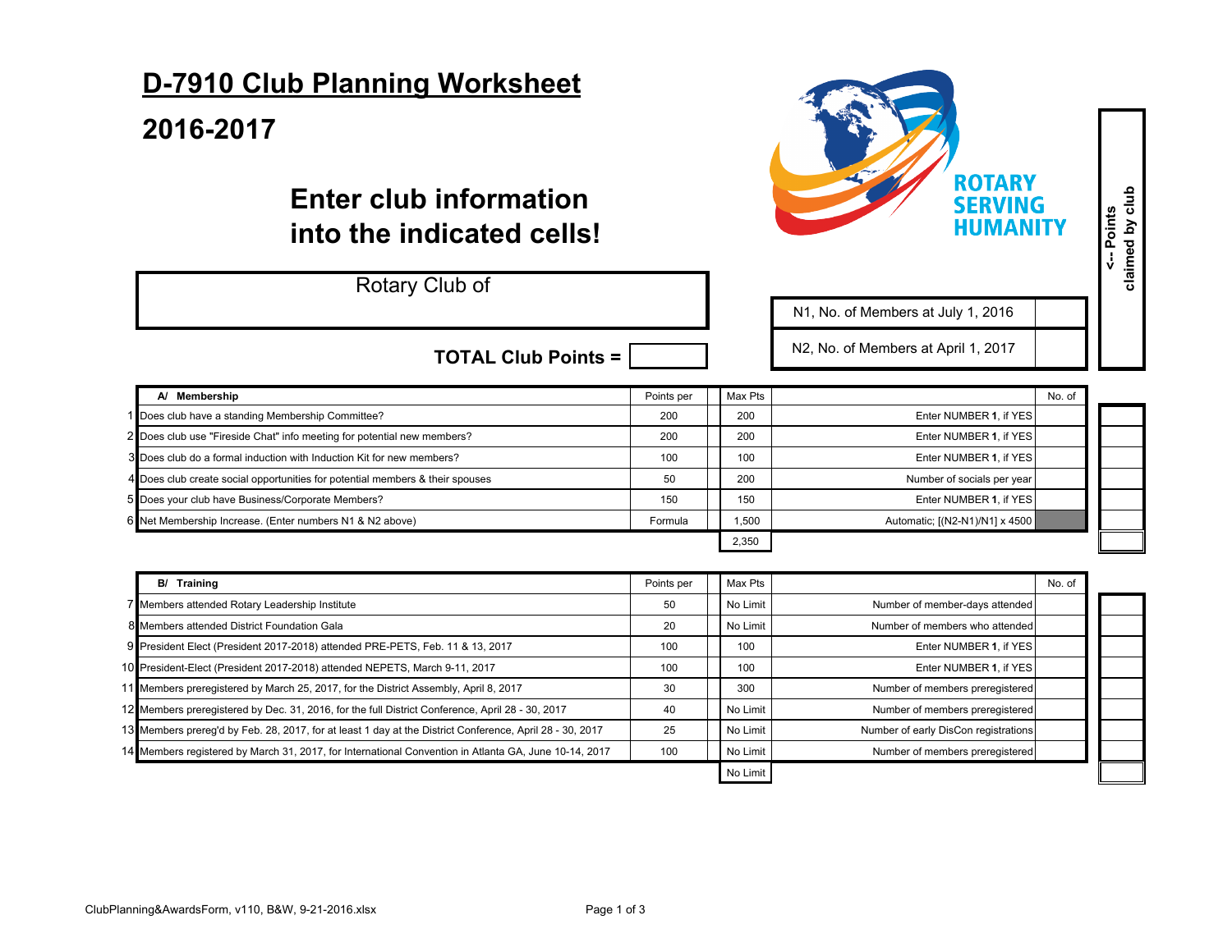# D-7910 Club Planning Worksheet

## 2016-2017

### Enter club information into the indicated cells!

ROTARY SERVING HUMANITY

| Rotary Club of |
|---|
| |

**TOTAL Club Points =**

| | |
|---|---|
| N1, No. of Members at July 1, 2016 | |
| N2, No. of Members at April 1, 2017 | |

<-- Points claimed by club

| # | A/ Membership | Points per | Max Pts | | No. of | Points claimed by club |
|---|---|---|---|---|---|---|
| 1 | Does club have a standing Membership Committee? | 200 | 200 | Enter NUMBER **1**, if YES | | |
| 2 | Does club use "Fireside Chat" info meeting for potential new members? | 200 | 200 | Enter NUMBER **1**, if YES | | |
| 3 | Does club do a formal induction with Induction Kit for new members? | 100 | 100 | Enter NUMBER **1**, if YES | | |
| 4 | Does club create social opportunities for potential members & their spouses | 50 | 200 | Number of socials per year | | |
| 5 | Does your club have Business/Corporate Members? | 150 | 150 | Enter NUMBER **1**, if YES | | |
| 6 | Net Membership Increase. (Enter numbers N1 & N2 above) | Formula | 1,500 | Automatic; [(N2-N1)/N1] x 4500 | | |
| | | | 2,350 | | | |

| # | B/ Training | Points per | Max Pts | | No. of | Points claimed by club |
|---|---|---|---|---|---|---|
| 7 | Members attended Rotary Leadership Institute | 50 | No Limit | Number of member-days attended | | |
| 8 | Members attended District Foundation Gala | 20 | No Limit | Number of members who attended | | |
| 9 | President Elect (President 2017-2018) attended PRE-PETS, Feb. 11 & 13, 2017 | 100 | 100 | Enter NUMBER **1**, if YES | | |
| 10 | President-Elect (President 2017-2018) attended NEPETS, March 9-11, 2017 | 100 | 100 | Enter NUMBER **1**, if YES | | |
| 11 | Members preregistered by March 25, 2017, for the District Assembly, April 8, 2017 | 30 | 300 | Number of members preregistered | | |
| 12 | Members preregistered by Dec. 31, 2016, for the full District Conference, April 28 - 30, 2017 | 40 | No Limit | Number of members preregistered | | |
| 13 | Members prereg'd by Feb. 28, 2017, for at least 1 day at the District Conference, April 28 - 30, 2017 | 25 | No Limit | Number of early DisCon registrations | | |
| 14 | Members registered by March 31, 2017, for International Convention in Atlanta GA, June 10-14, 2017 | 100 | No Limit | Number of members preregistered | | |
| | | | No Limit | | | |

ClubPlanning&AwardsForm, v110, B&W, 9-21-2016.xlsx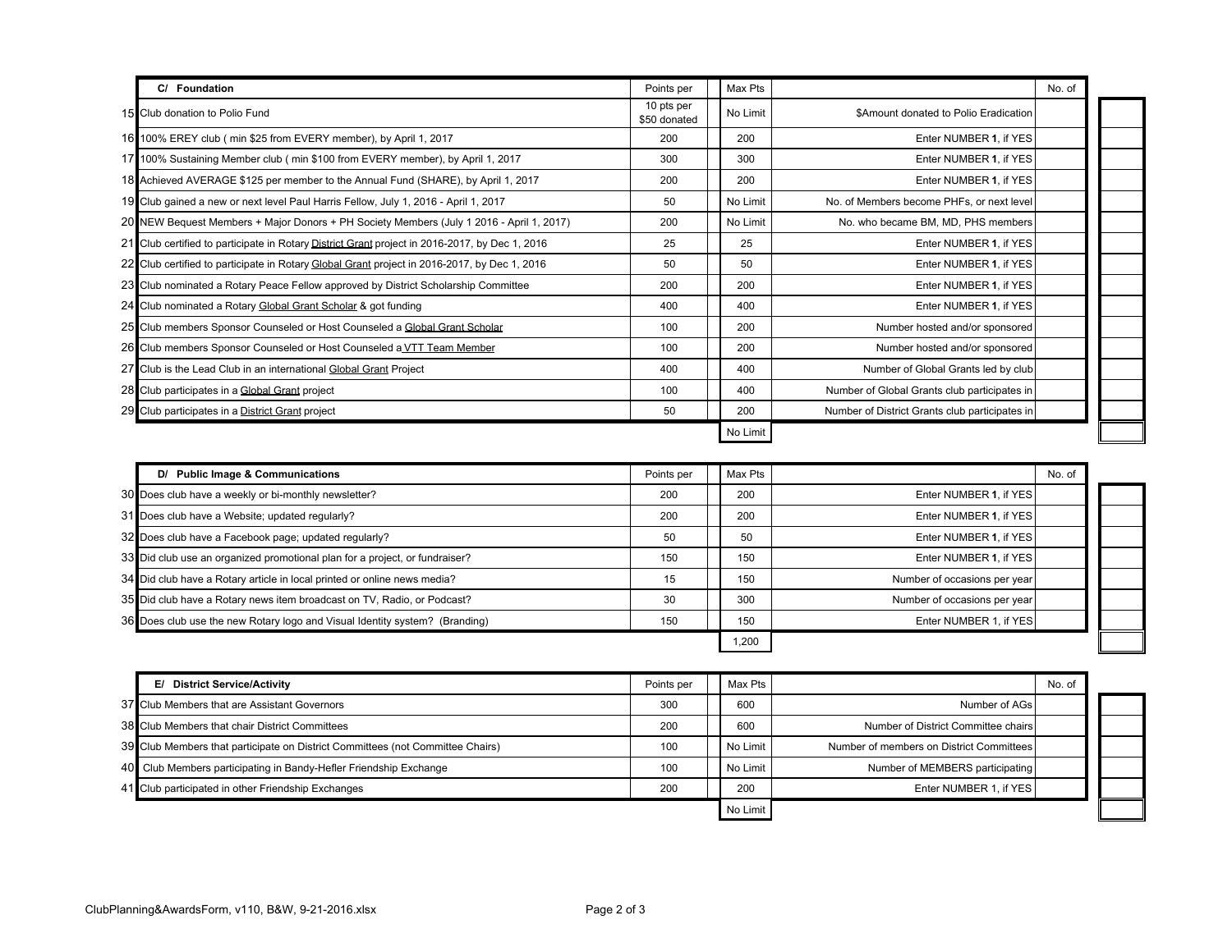| # | C/ Foundation | Points per | Max Pts | | No. of | |
|---|---|---|---|---|---|---|
| 15 | Club donation to Polio Fund | 10 pts per $50 donated | No Limit | $Amount donated to Polio Eradication | | |
| 16 | 100% EREY club ( min $25 from EVERY member), by April 1, 2017 | 200 | 200 | Enter NUMBER **1**, if YES | | |
| 17 | 100% Sustaining Member club ( min $100 from EVERY member), by April 1, 2017 | 300 | 300 | Enter NUMBER **1**, if YES | | |
| 18 | Achieved AVERAGE $125 per member to the Annual Fund (SHARE), by April 1, 2017 | 200 | 200 | Enter NUMBER **1**, if YES | | |
| 19 | Club gained a new or next level Paul Harris Fellow, July 1, 2016 - April 1, 2017 | 50 | No Limit | No. of Members become PHFs, or next level | | |
| 20 | NEW Bequest Members + Major Donors + PH Society Members (July 1 2016 - April 1, 2017) | 200 | No Limit | No. who became BM, MD, PHS members | | |
| 21 | Club certified to participate in Rotary District Grant project in 2016-2017, by Dec 1, 2016 | 25 | 25 | Enter NUMBER **1**, if YES | | |
| 22 | Club certified to participate in Rotary Global Grant project in 2016-2017, by Dec 1, 2016 | 50 | 50 | Enter NUMBER **1**, if YES | | |
| 23 | Club nominated a Rotary Peace Fellow approved by District Scholarship Committee | 200 | 200 | Enter NUMBER **1**, if YES | | |
| 24 | Club nominated a Rotary Global Grant Scholar & got funding | 400 | 400 | Enter NUMBER **1**, if YES | | |
| 25 | Club members Sponsor Counseled or Host Counseled a Global Grant Scholar | 100 | 200 | Number hosted and/or sponsored | | |
| 26 | Club members Sponsor Counseled or Host Counseled a VTT Team Member | 100 | 200 | Number hosted and/or sponsored | | |
| 27 | Club is the Lead Club in an international Global Grant Project | 400 | 400 | Number of Global Grants led by club | | |
| 28 | Club participates in a Global Grant project | 100 | 400 | Number of Global Grants club participates in | | |
| 29 | Club participates in a District Grant project | 50 | 200 | Number of District Grants club participates in | | |
| | | | No Limit | | | |

| # | D/ Public Image & Communications | Points per | Max Pts | | No. of | |
|---|---|---|---|---|---|---|
| 30 | Does club have a weekly or bi-monthly newsletter? | 200 | 200 | Enter NUMBER **1**, if YES | | |
| 31 | Does club have a Website; updated regularly? | 200 | 200 | Enter NUMBER **1**, if YES | | |
| 32 | Does club have a Facebook page; updated regularly? | 50 | 50 | Enter NUMBER **1**, if YES | | |
| 33 | Did club use an organized promotional plan for a project, or fundraiser? | 150 | 150 | Enter NUMBER **1**, if YES | | |
| 34 | Did club have a Rotary article in local printed or online news media? | 15 | 150 | Number of occasions per year | | |
| 35 | Did club have a Rotary news item broadcast on TV, Radio, or Podcast? | 30 | 300 | Number of occasions per year | | |
| 36 | Does club use the new Rotary logo and Visual Identity system? (Branding) | 150 | 150 | Enter NUMBER 1, if YES | | |
| | | | 1,200 | | | |

| # | E/ District Service/Activity | Points per | Max Pts | | No. of | |
|---|---|---|---|---|---|---|
| 37 | Club Members that are Assistant Governors | 300 | 600 | Number of AGs | | |
| 38 | Club Members that chair District Committees | 200 | 600 | Number of District Committee chairs | | |
| 39 | Club Members that participate on District Committees (not Committee Chairs) | 100 | No Limit | Number of members on District Committees | | |
| 40 | Club Members participating in Bandy-Hefler Friendship Exchange | 100 | No Limit | Number of MEMBERS participating | | |
| 41 | Club participated in other Friendship Exchanges | 200 | 200 | Enter NUMBER 1, if YES | | |
| | | | No Limit | | | |

ClubPlanning&AwardsForm, v110, B&W, 9-21-2016.xlsx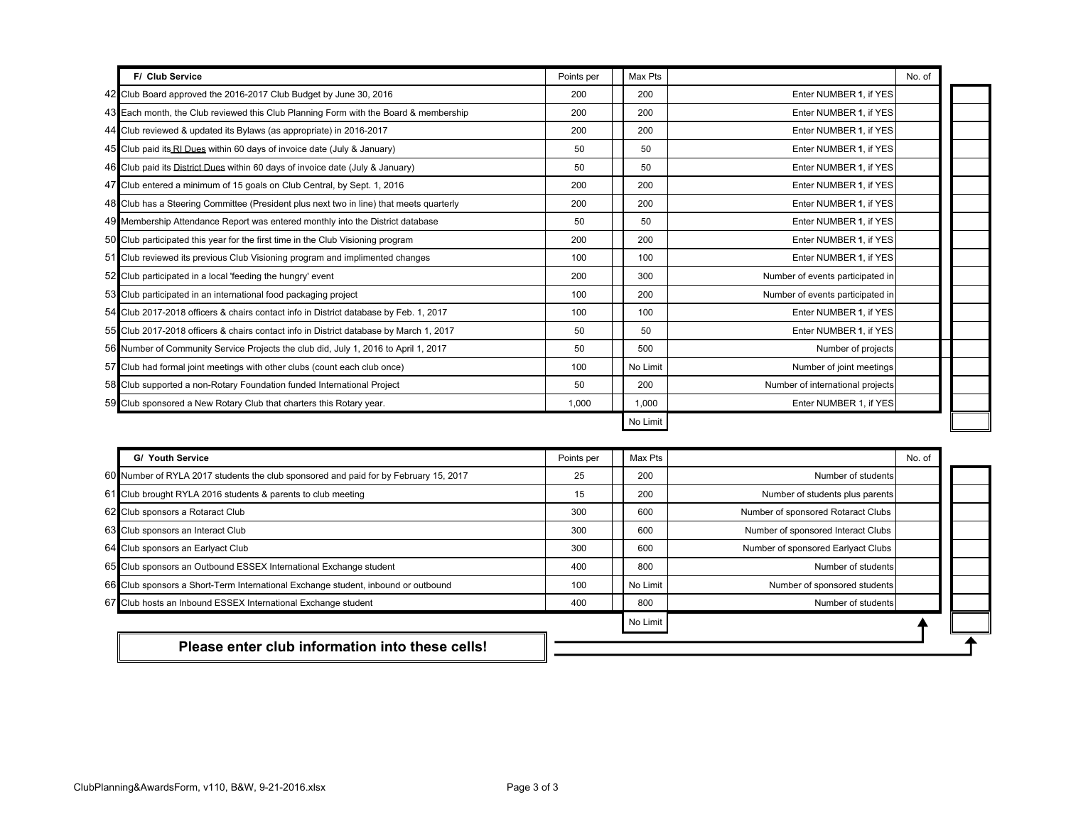| | F/ Club Service | Points per | Max Pts | | No. of | |
|---|---|---|---|---|---|---|
| 42 | Club Board approved the 2016-2017 Club Budget by June 30, 2016 | 200 | 200 | Enter NUMBER **1**, if YES | | |
| 43 | Each month, the Club reviewed this Club Planning Form with the Board & membership | 200 | 200 | Enter NUMBER **1**, if YES | | |
| 44 | Club reviewed & updated its Bylaws (as appropriate) in 2016-2017 | 200 | 200 | Enter NUMBER **1**, if YES | | |
| 45 | Club paid its RI Dues within 60 days of invoice date (July & January) | 50 | 50 | Enter NUMBER **1**, if YES | | |
| 46 | Club paid its District Dues within 60 days of invoice date (July & January) | 50 | 50 | Enter NUMBER **1**, if YES | | |
| 47 | Club entered a minimum of 15 goals on Club Central, by Sept. 1, 2016 | 200 | 200 | Enter NUMBER **1**, if YES | | |
| 48 | Club has a Steering Committee (President plus next two in line) that meets quarterly | 200 | 200 | Enter NUMBER **1**, if YES | | |
| 49 | Membership Attendance Report was entered monthly into the District database | 50 | 50 | Enter NUMBER **1**, if YES | | |
| 50 | Club participated this year for the first time in the Club Visioning program | 200 | 200 | Enter NUMBER **1**, if YES | | |
| 51 | Club reviewed its previous Club Visioning program and implimented changes | 100 | 100 | Enter NUMBER **1**, if YES | | |
| 52 | Club participated in a local 'feeding the hungry' event | 200 | 300 | Number of events participated in | | |
| 53 | Club participated in an international food packaging project | 100 | 200 | Number of events participated in | | |
| 54 | Club 2017-2018 officers & chairs contact info in District database by Feb. 1, 2017 | 100 | 100 | Enter NUMBER **1**, if YES | | |
| 55 | Club 2017-2018 officers & chairs contact info in District database by March 1, 2017 | 50 | 50 | Enter NUMBER **1**, if YES | | |
| 56 | Number of Community Service Projects the club did, July 1, 2016 to April 1, 2017 | 50 | 500 | Number of projects | | |
| 57 | Club had formal joint meetings with other clubs (count each club once) | 100 | No Limit | Number of joint meetings | | |
| 58 | Club supported a non-Rotary Foundation funded International Project | 50 | 200 | Number of international projects | | |
| 59 | Club sponsored a New Rotary Club that charters this Rotary year. | 1,000 | 1,000 | Enter NUMBER 1, if YES | | |
| | | | No Limit | | | |

| | G/ Youth Service | Points per | Max Pts | | No. of | |
|---|---|---|---|---|---|---|
| 60 | Number of RYLA 2017 students the club sponsored and paid for by February 15, 2017 | 25 | 200 | Number of students | | |
| 61 | Club brought RYLA 2016 students & parents to club meeting | 15 | 200 | Number of students plus parents | | |
| 62 | Club sponsors a Rotaract Club | 300 | 600 | Number of sponsored Rotaract Clubs | | |
| 63 | Club sponsors an Interact Club | 300 | 600 | Number of sponsored Interact Clubs | | |
| 64 | Club sponsors an Earlyact Club | 300 | 600 | Number of sponsored Earlyact Clubs | | |
| 65 | Club sponsors an Outbound ESSEX International Exchange student | 400 | 800 | Number of students | | |
| 66 | Club sponsors a Short-Term International Exchange student, inbound or outbound | 100 | No Limit | Number of sponsored students | | |
| 67 | Club hosts an Inbound ESSEX International Exchange student | 400 | 800 | Number of students | | |
| | | | No Limit | | | |

**Please enter club information into these cells!**

ClubPlanning&AwardsForm, v110, B&W, 9-21-2016.xlsx